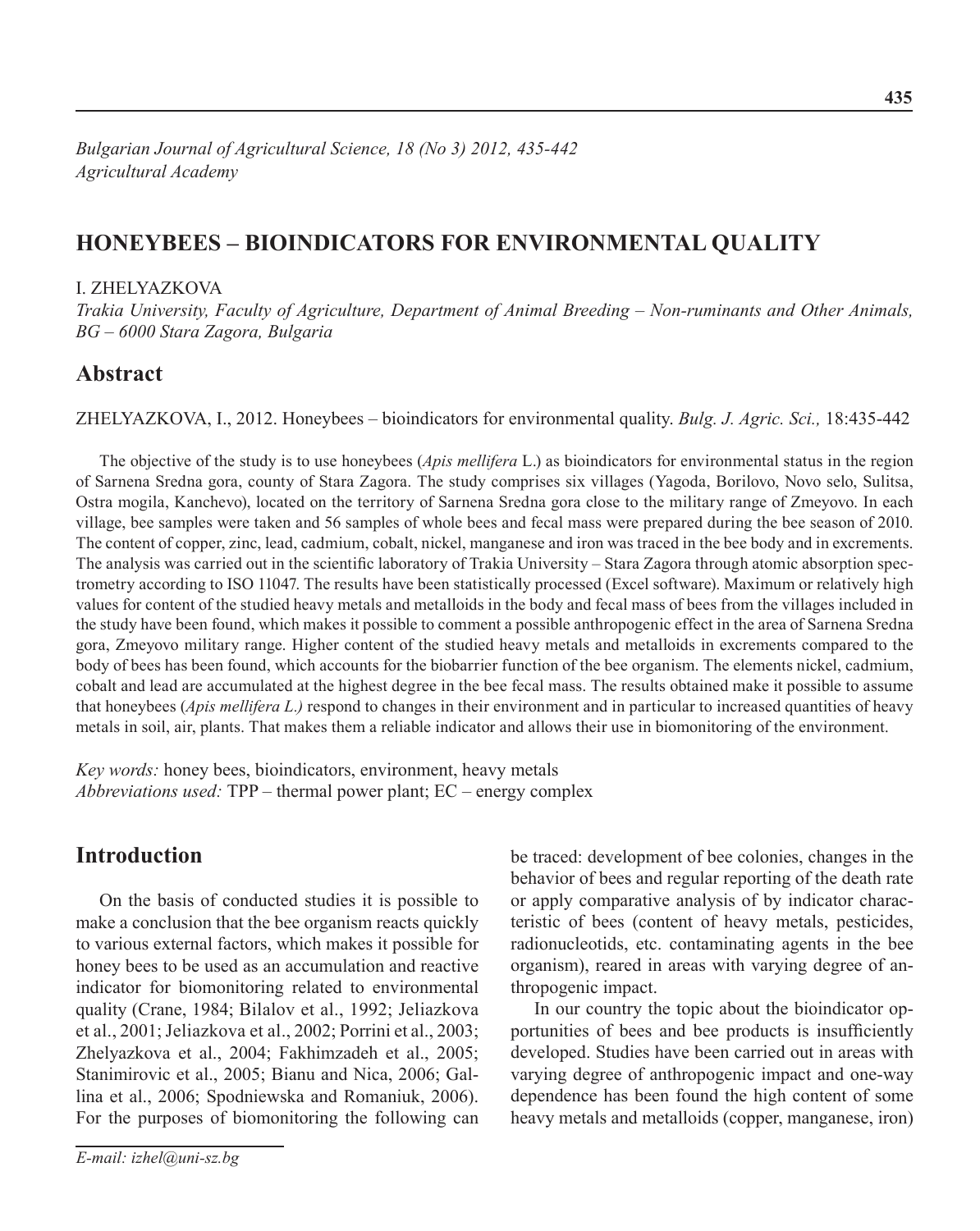*Bulgarian Journal of Agricultural Science, 18 (No 3) 2012, 435-442*
*Agricultural Academy*

# HONEYBEES – BIOINDICATORS FOR ENVIRONMENTAL QUALITY

I. ZHELYAZKOVA

*Trakia University, Faculty of Agriculture, Department of Animal Breeding – Non-ruminants and Other Animals, BG – 6000 Stara Zagora, Bulgaria*

## Abstract

ZHELYAZKOVA, I., 2012. Honeybees – bioindicators for environmental quality. *Bulg. J. Agric. Sci.,* 18:435-442

The objective of the study is to use honeybees (*Apis mellifera* L.) as bioindicators for environmental status in the region of Sarnena Sredna gora, county of Stara Zagora. The study comprises six villages (Yagoda, Borilovo, Novo selo, Sulitsa, Ostra mogila, Kanchevo), located on the territory of Sarnena Sredna gora close to the military range of Zmeyovo. In each village, bee samples were taken and 56 samples of whole bees and fecal mass were prepared during the bee season of 2010. The content of copper, zinc, lead, cadmium, cobalt, nickel, manganese and iron was traced in the bee body and in excrements. The analysis was carried out in the scientific laboratory of Trakia University – Stara Zagora through atomic absorption spectrometry according to ISO 11047. The results have been statistically processed (Excel software). Maximum or relatively high values for content of the studied heavy metals and metalloids in the body and fecal mass of bees from the villages included in the study have been found, which makes it possible to comment a possible anthropogenic effect in the area of Sarnena Sredna gora, Zmeyovo military range. Higher content of the studied heavy metals and metalloids in excrements compared to the body of bees has been found, which accounts for the biobarrier function of the bee organism. The elements nickel, cadmium, cobalt and lead are accumulated at the highest degree in the bee fecal mass. The results obtained make it possible to assume that honeybees (*Apis mellifera L.)* respond to changes in their environment and in particular to increased quantities of heavy metals in soil, air, plants. That makes them a reliable indicator and allows their use in biomonitoring of the environment.

*Key words:* honey bees, bioindicators, environment, heavy metals
*Abbreviations used:* TPP – thermal power plant; EC – energy complex

## Introduction

On the basis of conducted studies it is possible to make a conclusion that the bee organism reacts quickly to various external factors, which makes it possible for honey bees to be used as an accumulation and reactive indicator for biomonitoring related to environmental quality (Crane, 1984; Bilalov et al., 1992; Jeliazkova et al., 2001; Jeliazkova et al., 2002; Porrini et al., 2003; Zhelyazkova et al., 2004; Fakhimzadeh et al., 2005; Stanimirovic et al., 2005; Bianu and Nica, 2006; Gallina et al., 2006; Spodniewska and Romaniuk, 2006). For the purposes of biomonitoring the following can be traced: development of bee colonies, changes in the behavior of bees and regular reporting of the death rate or apply comparative analysis of by indicator characteristic of bees (content of heavy metals, pesticides, radionucleotids, etc. contaminating agents in the bee organism), reared in areas with varying degree of anthropogenic impact.

In our country the topic about the bioindicator opportunities of bees and bee products is insufficiently developed. Studies have been carried out in areas with varying degree of anthropogenic impact and one-way dependence has been found the high content of some heavy metals and metalloids (copper, manganese, iron)

*E-mail: izhel@uni-sz.bg*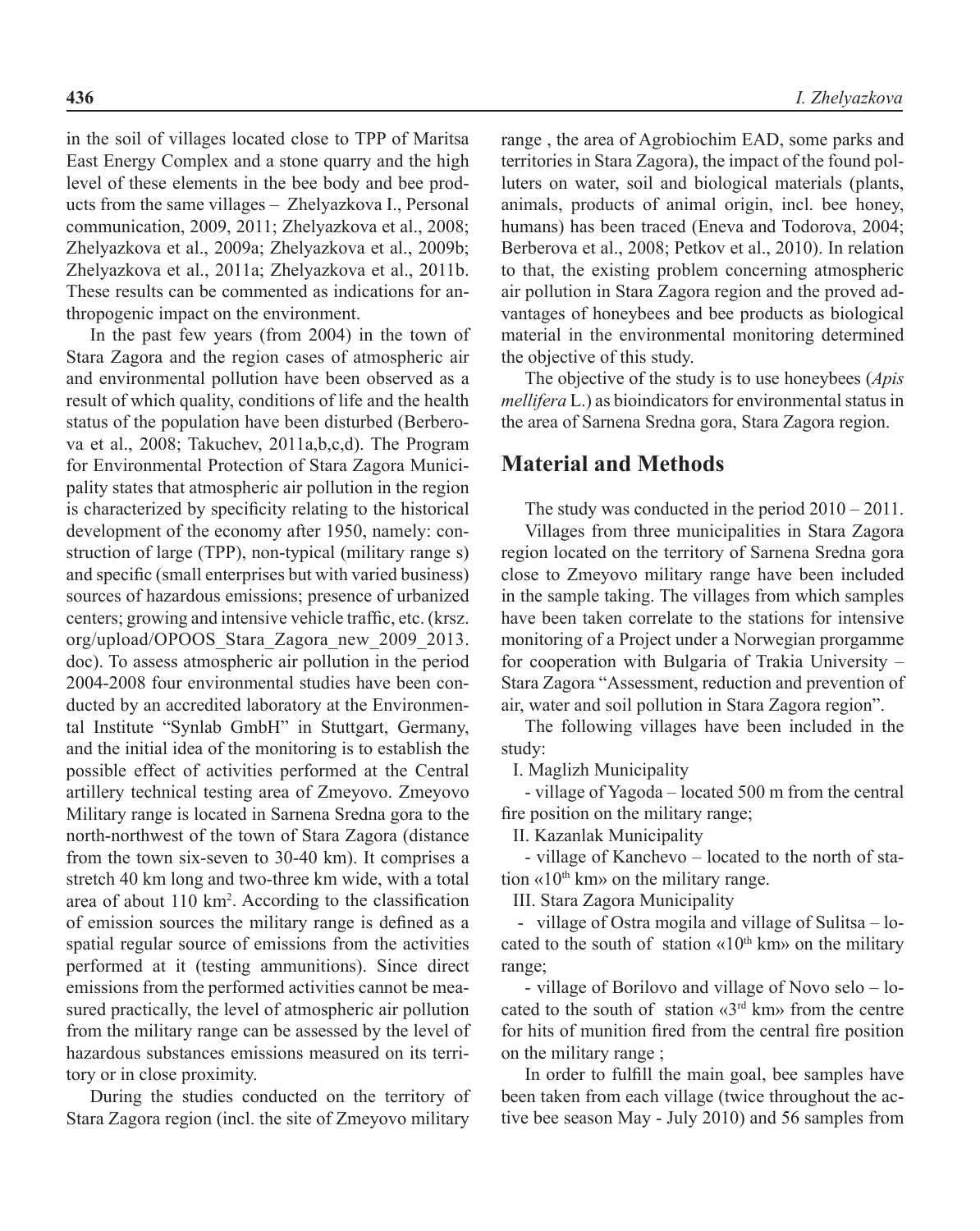in the soil of villages located close to TPP of Maritsa East Energy Complex and a stone quarry and the high level of these elements in the bee body and bee products from the same villages – Zhelyazkova I., Personal communication, 2009, 2011; Zhelyazkova et al., 2008; Zhelyazkova et al., 2009a; Zhelyazkova et al., 2009b; Zhelyazkova et al., 2011a; Zhelyazkova et al., 2011b. These results can be commented as indications for anthropogenic impact on the environment.

In the past few years (from 2004) in the town of Stara Zagora and the region cases of atmospheric air and environmental pollution have been observed as a result of which quality, conditions of life and the health status of the population have been disturbed (Berberova et al., 2008; Takuchev, 2011a,b,c,d). The Program for Environmental Protection of Stara Zagora Municipality states that atmospheric air pollution in the region is characterized by specificity relating to the historical development of the economy after 1950, namely: construction of large (TPP), non-typical (military range s) and specific (small enterprises but with varied business) sources of hazardous emissions; presence of urbanized centers; growing and intensive vehicle traffic, etc. (krsz.org/upload/OPOOS_Stara_Zagora_new_2009_2013.doc). To assess atmospheric air pollution in the period 2004-2008 four environmental studies have been conducted by an accredited laboratory at the Environmental Institute "Synlab GmbH" in Stuttgart, Germany, and the initial idea of the monitoring is to establish the possible effect of activities performed at the Central artillery technical testing area of Zmeyovo. Zmeyovo Military range is located in Sarnena Sredna gora to the north-northwest of the town of Stara Zagora (distance from the town six-seven to 30-40 km). It comprises a stretch 40 km long and two-three km wide, with a total area of about 110 km$^2$. According to the classification of emission sources the military range is defined as a spatial regular source of emissions from the activities performed at it (testing ammunitions). Since direct emissions from the performed activities cannot be measured practically, the level of atmospheric air pollution from the military range can be assessed by the level of hazardous substances emissions measured on its territory or in close proximity.

During the studies conducted on the territory of Stara Zagora region (incl. the site of Zmeyovo military range , the area of Agrobiochim EAD, some parks and territories in Stara Zagora), the impact of the found polluters on water, soil and biological materials (plants, animals, products of animal origin, incl. bee honey, humans) has been traced (Eneva and Todorova, 2004; Berberova et al., 2008; Petkov et al., 2010). In relation to that, the existing problem concerning atmospheric air pollution in Stara Zagora region and the proved advantages of honeybees and bee products as biological material in the environmental monitoring determined the objective of this study.

The objective of the study is to use honeybees (*Apis mellifera* L.) as bioindicators for environmental status in the area of Sarnena Sredna gora, Stara Zagora region.

## Material and Methods

The study was conducted in the period 2010 – 2011.

Villages from three municipalities in Stara Zagora region located on the territory of Sarnena Sredna gora close to Zmeyovo military range have been included in the sample taking. The villages from which samples have been taken correlate to the stations for intensive monitoring of a Project under a Norwegian prorgamme for cooperation with Bulgaria of Trakia University – Stara Zagora "Assessment, reduction and prevention of air, water and soil pollution in Stara Zagora region".

The following villages have been included in the study:

I. Maglizh Municipality

- village of Yagoda – located 500 m from the central fire position on the military range;

II. Kazanlak Municipality

- village of Kanchevo – located to the north of station «10$^{th}$ km» on the military range.

III. Stara Zagora Municipality

- village of Ostra mogila and village of Sulitsa – located to the south of station «10$^{th}$ km» on the military range;
- village of Borilovo and village of Novo selo – located to the south of station «3$^{rd}$ km» from the centre for hits of munition fired from the central fire position on the military range ;

In order to fulfill the main goal, bee samples have been taken from each village (twice throughout the active bee season May - July 2010) and 56 samples from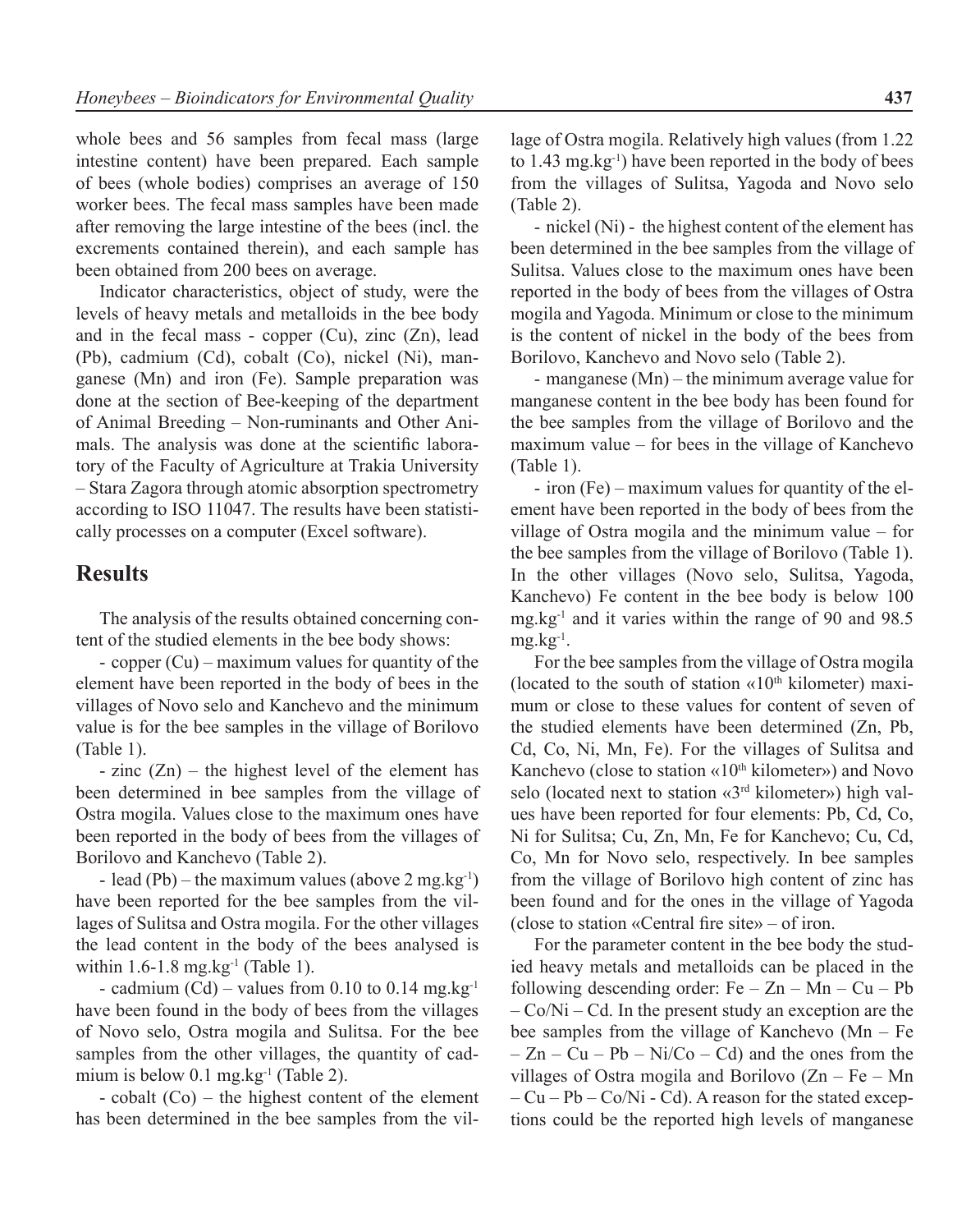whole bees and 56 samples from fecal mass (large intestine content) have been prepared. Each sample of bees (whole bodies) comprises an average of 150 worker bees. The fecal mass samples have been made after removing the large intestine of the bees (incl. the excrements contained therein), and each sample has been obtained from 200 bees on average.

Indicator characteristics, object of study, were the levels of heavy metals and metalloids in the bee body and in the fecal mass - copper (Cu), zinc (Zn), lead (Pb), cadmium (Cd), cobalt (Co), nickel (Ni), manganese (Mn) and iron (Fe). Sample preparation was done at the section of Bee-keeping of the department of Animal Breeding – Non-ruminants and Other Animals. The analysis was done at the scientific laboratory of the Faculty of Agriculture at Trakia University – Stara Zagora through atomic absorption spectrometry according to ISO 11047. The results have been statistically processes on a computer (Excel software).

## Results

The analysis of the results obtained concerning content of the studied elements in the bee body shows:

- copper (Cu) – maximum values for quantity of the element have been reported in the body of bees in the villages of Novo selo and Kanchevo and the minimum value is for the bee samples in the village of Borilovo (Table 1).

- zinc (Zn) – the highest level of the element has been determined in bee samples from the village of Ostra mogila. Values close to the maximum ones have been reported in the body of bees from the villages of Borilovo and Kanchevo (Table 2).

- lead (Pb) – the maximum values (above 2 mg.kg$^{-1}$) have been reported for the bee samples from the villages of Sulitsa and Ostra mogila. For the other villages the lead content in the body of the bees analysed is within 1.6-1.8 mg.kg$^{-1}$ (Table 1).

- cadmium (Cd) – values from 0.10 to 0.14 mg.kg$^{-1}$ have been found in the body of bees from the villages of Novo selo, Ostra mogila and Sulitsa. For the bee samples from the other villages, the quantity of cadmium is below 0.1 mg.kg$^{-1}$ (Table 2).

- cobalt (Co) – the highest content of the element has been determined in the bee samples from the village of Ostra mogila. Relatively high values (from 1.22 to 1.43 mg.kg$^{-1}$) have been reported in the body of bees from the villages of Sulitsa, Yagoda and Novo selo (Table 2).

- nickel (Ni) - the highest content of the element has been determined in the bee samples from the village of Sulitsa. Values close to the maximum ones have been reported in the body of bees from the villages of Ostra mogila and Yagoda. Minimum or close to the minimum is the content of nickel in the body of the bees from Borilovo, Kanchevo and Novo selo (Table 2).

- manganese (Mn) – the minimum average value for manganese content in the bee body has been found for the bee samples from the village of Borilovo and the maximum value – for bees in the village of Kanchevo (Table 1).

- iron (Fe) – maximum values for quantity of the element have been reported in the body of bees from the village of Ostra mogila and the minimum value – for the bee samples from the village of Borilovo (Table 1). In the other villages (Novo selo, Sulitsa, Yagoda, Kanchevo) Fe content in the bee body is below 100 mg.kg$^{-1}$ and it varies within the range of 90 and 98.5 mg.kg$^{-1}$.

For the bee samples from the village of Ostra mogila (located to the south of station «10$^{th}$ kilometer) maximum or close to these values for content of seven of the studied elements have been determined (Zn, Pb, Cd, Co, Ni, Mn, Fe). For the villages of Sulitsa and Kanchevo (close to station «10$^{th}$ kilometer») and Novo selo (located next to station «3$^{rd}$ kilometer») high values have been reported for four elements: Pb, Cd, Co, Ni for Sulitsa; Cu, Zn, Mn, Fe for Kanchevo; Cu, Cd, Co, Mn for Novo selo, respectively. In bee samples from the village of Borilovo high content of zinc has been found and for the ones in the village of Yagoda (close to station «Central fire site» – of iron.

For the parameter content in the bee body the studied heavy metals and metalloids can be placed in the following descending order: Fe – Zn – Mn – Cu – Pb – Co/Ni – Cd. In the present study an exception are the bee samples from the village of Kanchevo (Mn – Fe – Zn – Cu – Pb – Ni/Co – Cd) and the ones from the villages of Ostra mogila and Borilovo (Zn – Fe – Mn – Cu – Pb – Co/Ni - Cd). A reason for the stated exceptions could be the reported high levels of manganese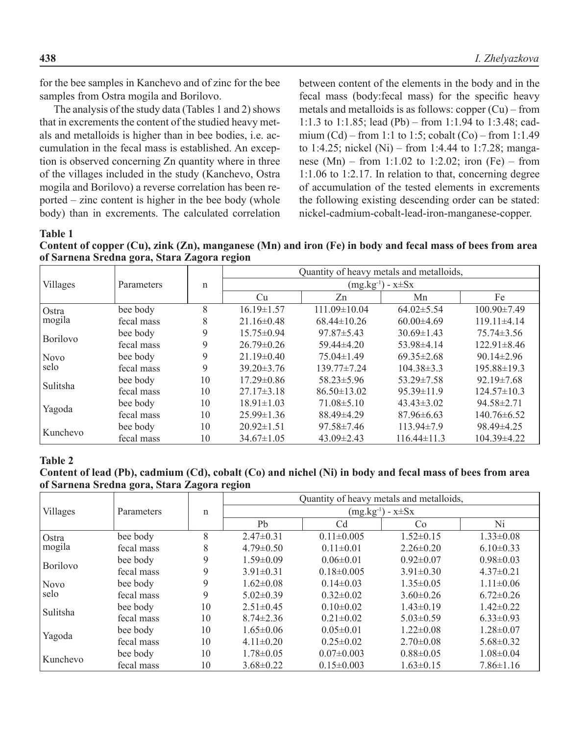for the bee samples in Kanchevo and of zinc for the bee samples from Ostra mogila and Borilovo.

The analysis of the study data (Tables 1 and 2) shows that in excrements the content of the studied heavy metals and metalloids is higher than in bee bodies, i.e. accumulation in the fecal mass is established. An exception is observed concerning Zn quantity where in three of the villages included in the study (Kanchevo, Ostra mogila and Borilovo) a reverse correlation has been reported – zinc content is higher in the bee body (whole body) than in excrements. The calculated correlation between content of the elements in the body and in the fecal mass (body:fecal mass) for the specific heavy metals and metalloids is as follows: copper (Cu) – from 1:1.3 to 1:1.85; lead (Pb) – from 1:1.94 to 1:3.48; cadmium (Cd) – from 1:1 to 1:5; cobalt (Co) – from 1:1.49 to 1:4.25; nickel (Ni) – from 1:4.44 to 1:7.28; manganese (Mn) – from 1:1.02 to 1:2.02; iron (Fe) – from 1:1.06 to 1:2.17. In relation to that, concerning degree of accumulation of the tested elements in excrements the following existing descending order can be stated: nickel-cadmium-cobalt-lead-iron-manganese-copper.

**Table 1**
**Content of copper (Cu), zink (Zn), manganese (Mn) and iron (Fe) in body and fecal mass of bees from area of Sarnena Sredna gora, Stara Zagora region**

| Villages | Parameters | n | Quantity of heavy metals and metalloids, (mg.kg$^{-1}$) - x±Sx | | | |
|---|---|---|---|---|---|---|
| | | | Cu | Zn | Mn | Fe |
| Ostra mogila | bee body | 8 | 16.19±1.57 | 111.09±10.04 | 64.02±5.54 | 100.90±7.49 |
| | fecal mass | 8 | 21.16±0.48 | 68.44±10.26 | 60.00±4.69 | 119.11±4.14 |
| Borilovo | bee body | 9 | 15.75±0.94 | 97.87±5.43 | 30.69±1.43 | 75.74±3.56 |
| | fecal mass | 9 | 26.79±0.26 | 59.44±4.20 | 53.98±4.14 | 122.91±8.46 |
| Novo selo | bee body | 9 | 21.19±0.40 | 75.04±1.49 | 69.35±2.68 | 90.14±2.96 |
| | fecal mass | 9 | 39.20±3.76 | 139.77±7.24 | 104.38±3.3 | 195.88±19.3 |
| Sulitsha | bee body | 10 | 17.29±0.86 | 58.23±5.96 | 53.29±7.58 | 92.19±7.68 |
| | fecal mass | 10 | 27.17±3.18 | 86.50±13.02 | 95.39±11.9 | 124.57±10.3 |
| Yagoda | bee body | 10 | 18.91±1.03 | 71.08±5.10 | 43.43±3.02 | 94.58±2.71 |
| | fecal mass | 10 | 25.99±1.36 | 88.49±4.29 | 87.96±6.63 | 140.76±6.52 |
| Kunchevo | bee body | 10 | 20.92±1.51 | 97.58±7.46 | 113.94±7.9 | 98.49±4.25 |
| | fecal mass | 10 | 34.67±1.05 | 43.09±2.43 | 116.44±11.3 | 104.39±4.22 |

**Table 2**
**Content of lead (Pb), cadmium (Cd), cobalt (Co) and nichel (Ni) in body and fecal mass of bees from area of Sarnena Sredna gora, Stara Zagora region**

| Villages | Parameters | n | Quantity of heavy metals and metalloids, (mg.kg$^{-1}$) - x±Sx | | | |
|---|---|---|---|---|---|---|
| | | | Pb | Cd | Co | Ni |
| Ostra mogila | bee body | 8 | 2.47±0.31 | 0.11±0.005 | 1.52±0.15 | 1.33±0.08 |
| | fecal mass | 8 | 4.79±0.50 | 0.11±0.01 | 2.26±0.20 | 6.10±0.33 |
| Borilovo | bee body | 9 | 1.59±0.09 | 0.06±0.01 | 0.92±0.07 | 0.98±0.03 |
| | fecal mass | 9 | 3.91±0.31 | 0.18±0.005 | 3.91±0.30 | 4.37±0.21 |
| Novo selo | bee body | 9 | 1.62±0.08 | 0.14±0.03 | 1.35±0.05 | 1.11±0.06 |
| | fecal mass | 9 | 5.02±0.39 | 0.32±0.02 | 3.60±0.26 | 6.72±0.26 |
| Sulitsha | bee body | 10 | 2.51±0.45 | 0.10±0.02 | 1.43±0.19 | 1.42±0.22 |
| | fecal mass | 10 | 8.74±2.36 | 0.21±0.02 | 5.03±0.59 | 6.33±0.93 |
| Yagoda | bee body | 10 | 1.65±0.06 | 0.05±0.01 | 1.22±0.08 | 1.28±0.07 |
| | fecal mass | 10 | 4.11±0.20 | 0.25±0.02 | 2.70±0.08 | 5.68±0.32 |
| Kunchevo | bee body | 10 | 1.78±0.05 | 0.07±0.003 | 0.88±0.05 | 1.08±0.04 |
| | fecal mass | 10 | 3.68±0.22 | 0.15±0.003 | 1.63±0.15 | 7.86±1.16 |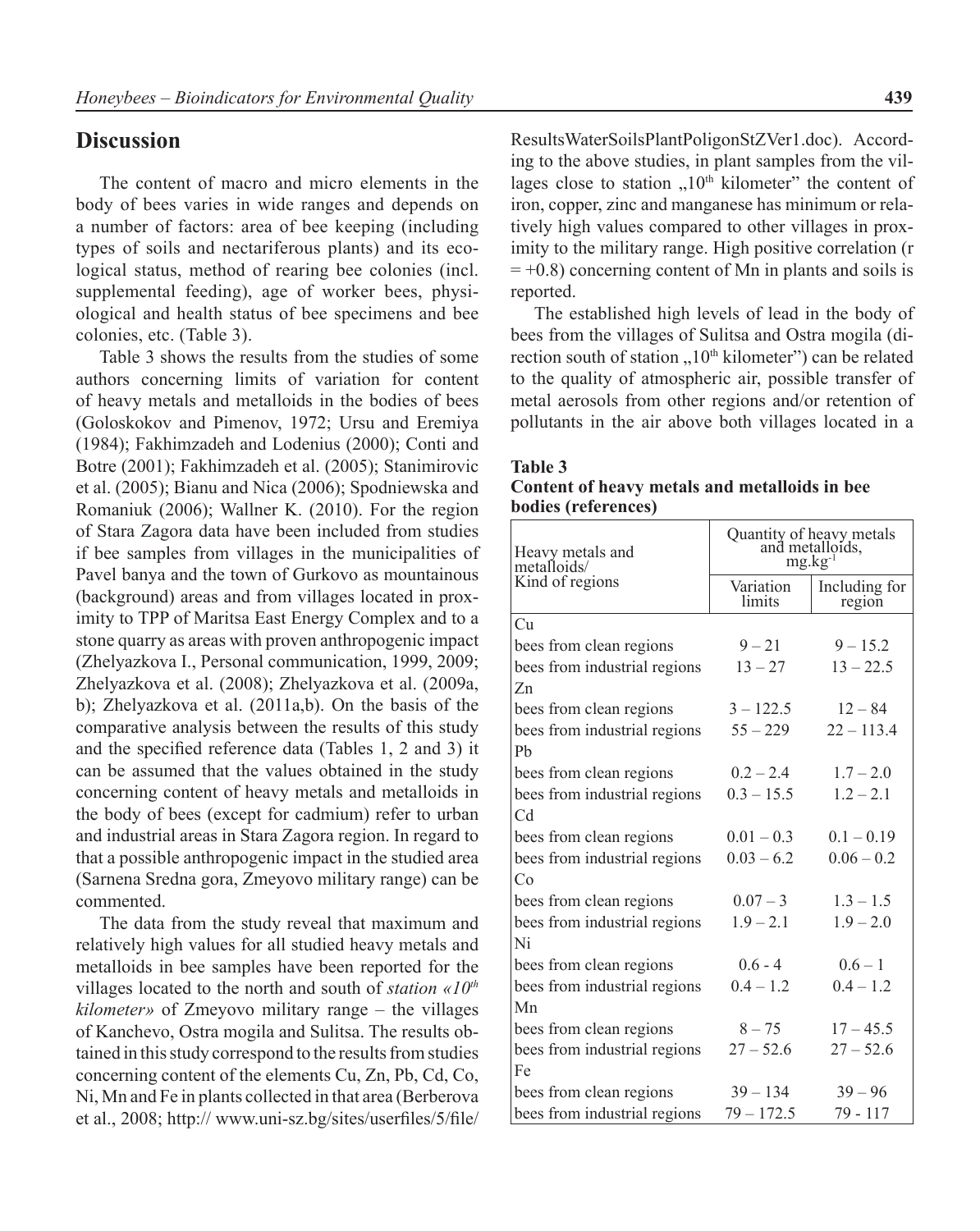## Discussion

The content of macro and micro elements in the body of bees varies in wide ranges and depends on a number of factors: area of bee keeping (including types of soils and nectariferous plants) and its ecological status, method of rearing bee colonies (incl. supplemental feeding), age of worker bees, physiological and health status of bee specimens and bee colonies, etc. (Table 3).

Table 3 shows the results from the studies of some authors concerning limits of variation for content of heavy metals and metalloids in the bodies of bees (Goloskokov and Pimenov, 1972; Ursu and Eremiya (1984); Fakhimzadeh and Lodenius (2000); Conti and Botre (2001); Fakhimzadeh et al. (2005); Stanimirovic et al. (2005); Bianu and Nica (2006); Spodniewska and Romaniuk (2006); Wallner K. (2010). For the region of Stara Zagora data have been included from studies if bee samples from villages in the municipalities of Pavel banya and the town of Gurkovo as mountainous (background) areas and from villages located in proximity to TPP of Maritsa East Energy Complex and to a stone quarry as areas with proven anthropogenic impact (Zhelyazkova I., Personal communication, 1999, 2009; Zhelyazkova et al. (2008); Zhelyazkova et al. (2009a, b); Zhelyazkova et al. (2011a,b). On the basis of the comparative analysis between the results of this study and the specified reference data (Tables 1, 2 and 3) it can be assumed that the values obtained in the study concerning content of heavy metals and metalloids in the body of bees (except for cadmium) refer to urban and industrial areas in Stara Zagora region. In regard to that a possible anthropogenic impact in the studied area (Sarnena Sredna gora, Zmeyovo military range) can be commented.

The data from the study reveal that maximum and relatively high values for all studied heavy metals and metalloids in bee samples have been reported for the villages located to the north and south of *station «10th kilometer»* of Zmeyovo military range – the villages of Kanchevo, Ostra mogila and Sulitsa. The results obtained in this study correspond to the results from studies concerning content of the elements Cu, Zn, Pb, Cd, Co, Ni, Mn and Fe in plants collected in that area (Berberova et al., 2008; http:// www.uni-sz.bg/sites/userfiles/5/file/ResultsWaterSoilsPlantPoligonStZVer1.doc). According to the above studies, in plant samples from the villages close to station „10th kilometer" the content of iron, copper, zinc and manganese has minimum or relatively high values compared to other villages in proximity to the military range. High positive correlation (r = +0.8) concerning content of Mn in plants and soils is reported.

The established high levels of lead in the body of bees from the villages of Sulitsa and Ostra mogila (direction south of station „10th kilometer") can be related to the quality of atmospheric air, possible transfer of metal aerosols from other regions and/or retention of pollutants in the air above both villages located in a

**Table 3**
**Content of heavy metals and metalloids in bee bodies (references)**

| Heavy metals and metalloids/ Kind of regions | Quantity of heavy metals and metalloids, $mg.kg^{-1}$ | |
|---|---|---|
| | Variation limits | Including for region |
| Cu | | |
| bees from clean regions | 9 – 21 | 9 – 15.2 |
| bees from industrial regions | 13 – 27 | 13 – 22.5 |
| Zn | | |
| bees from clean regions | 3 – 122.5 | 12 – 84 |
| bees from industrial regions | 55 – 229 | 22 – 113.4 |
| Pb | | |
| bees from clean regions | 0.2 – 2.4 | 1.7 – 2.0 |
| bees from industrial regions | 0.3 – 15.5 | 1.2 – 2.1 |
| Cd | | |
| bees from clean regions | 0.01 – 0.3 | 0.1 – 0.19 |
| bees from industrial regions | 0.03 – 6.2 | 0.06 – 0.2 |
| Co | | |
| bees from clean regions | 0.07 – 3 | 1.3 – 1.5 |
| bees from industrial regions | 1.9 – 2.1 | 1.9 – 2.0 |
| Ni | | |
| bees from clean regions | 0.6 - 4 | 0.6 – 1 |
| bees from industrial regions | 0.4 – 1.2 | 0.4 – 1.2 |
| Mn | | |
| bees from clean regions | 8 – 75 | 17 – 45.5 |
| bees from industrial regions | 27 – 52.6 | 27 – 52.6 |
| Fe | | |
| bees from clean regions | 39 – 134 | 39 – 96 |
| bees from industrial regions | 79 – 172.5 | 79 - 117 |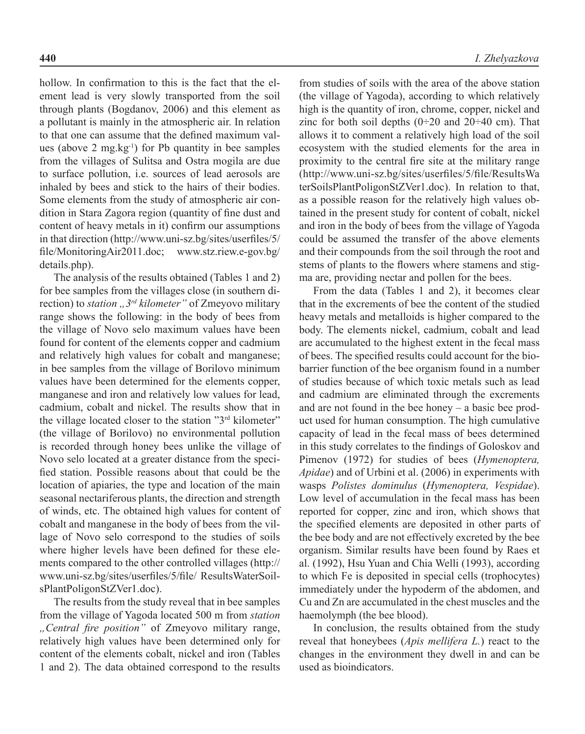hollow. In confirmation to this is the fact that the element lead is very slowly transported from the soil through plants (Bogdanov, 2006) and this element as a pollutant is mainly in the atmospheric air. In relation to that one can assume that the defined maximum values (above 2 mg.kg$^{-1}$) for Pb quantity in bee samples from the villages of Sulitsa and Ostra mogila are due to surface pollution, i.e. sources of lead aerosols are inhaled by bees and stick to the hairs of their bodies. Some elements from the study of atmospheric air condition in Stara Zagora region (quantity of fine dust and content of heavy metals in it) confirm our assumptions in that direction (http://www.uni-sz.bg/sites/userfiles/5/file/MonitoringAir2011.doc; www.stz.riew.e-gov.bg/details.php).

The analysis of the results obtained (Tables 1 and 2) for bee samples from the villages close (in southern direction) to *station „3rd kilometer"* of Zmeyovo military range shows the following: in the body of bees from the village of Novo selo maximum values have been found for content of the elements copper and cadmium and relatively high values for cobalt and manganese; in bee samples from the village of Borilovo minimum values have been determined for the elements copper, manganese and iron and relatively low values for lead, cadmium, cobalt and nickel. The results show that in the village located closer to the station "3rd kilometer" (the village of Borilovo) no environmental pollution is recorded through honey bees unlike the village of Novo selo located at a greater distance from the specified station. Possible reasons about that could be the location of apiaries, the type and location of the main seasonal nectariferous plants, the direction and strength of winds, etc. The obtained high values for content of cobalt and manganese in the body of bees from the village of Novo selo correspond to the studies of soils where higher levels have been defined for these elements compared to the other controlled villages (http://www.uni-sz.bg/sites/userfiles/5/file/ ResultsWaterSoilsPlantPoligonStZVer1.doc).

The results from the study reveal that in bee samples from the village of Yagoda located 500 m from *station „Central fire position"* of Zmeyovo military range, relatively high values have been determined only for content of the elements cobalt, nickel and iron (Tables 1 and 2). The data obtained correspond to the results from studies of soils with the area of the above station (the village of Yagoda), according to which relatively high is the quantity of iron, chrome, copper, nickel and zinc for both soil depths (0÷20 and 20÷40 cm). That allows it to comment a relatively high load of the soil ecosystem with the studied elements for the area in proximity to the central fire site at the military range (http://www.uni-sz.bg/sites/userfiles/5/file/ResultsWaterSoilsPlantPoligonStZVer1.doc). In relation to that, as a possible reason for the relatively high values obtained in the present study for content of cobalt, nickel and iron in the body of bees from the village of Yagoda could be assumed the transfer of the above elements and their compounds from the soil through the root and stems of plants to the flowers where stamens and stigma are, providing nectar and pollen for the bees.

From the data (Tables 1 and 2), it becomes clear that in the excrements of bee the content of the studied heavy metals and metalloids is higher compared to the body. The elements nickel, cadmium, cobalt and lead are accumulated to the highest extent in the fecal mass of bees. The specified results could account for the bio-barrier function of the bee organism found in a number of studies because of which toxic metals such as lead and cadmium are eliminated through the excrements and are not found in the bee honey – a basic bee product used for human consumption. The high cumulative capacity of lead in the fecal mass of bees determined in this study correlates to the findings of Goloskov and Pimenov (1972) for studies of bees (*Hymenoptera, Apidae*) and of Urbini et al. (2006) in experiments with wasps *Polistes dominulus* (*Hymenoptera, Vespidae*). Low level of accumulation in the fecal mass has been reported for copper, zinc and iron, which shows that the specified elements are deposited in other parts of the bee body and are not effectively excreted by the bee organism. Similar results have been found by Raes et al. (1992), Hsu Yuan and Chia Welli (1993), according to which Fe is deposited in special cells (trophocytes) immediately under the hypoderm of the abdomen, and Cu and Zn are accumulated in the chest muscles and the haemolymph (the bee blood).

In conclusion, the results obtained from the study reveal that honeybees (*Apis mellifera L.*) react to the changes in the environment they dwell in and can be used as bioindicators.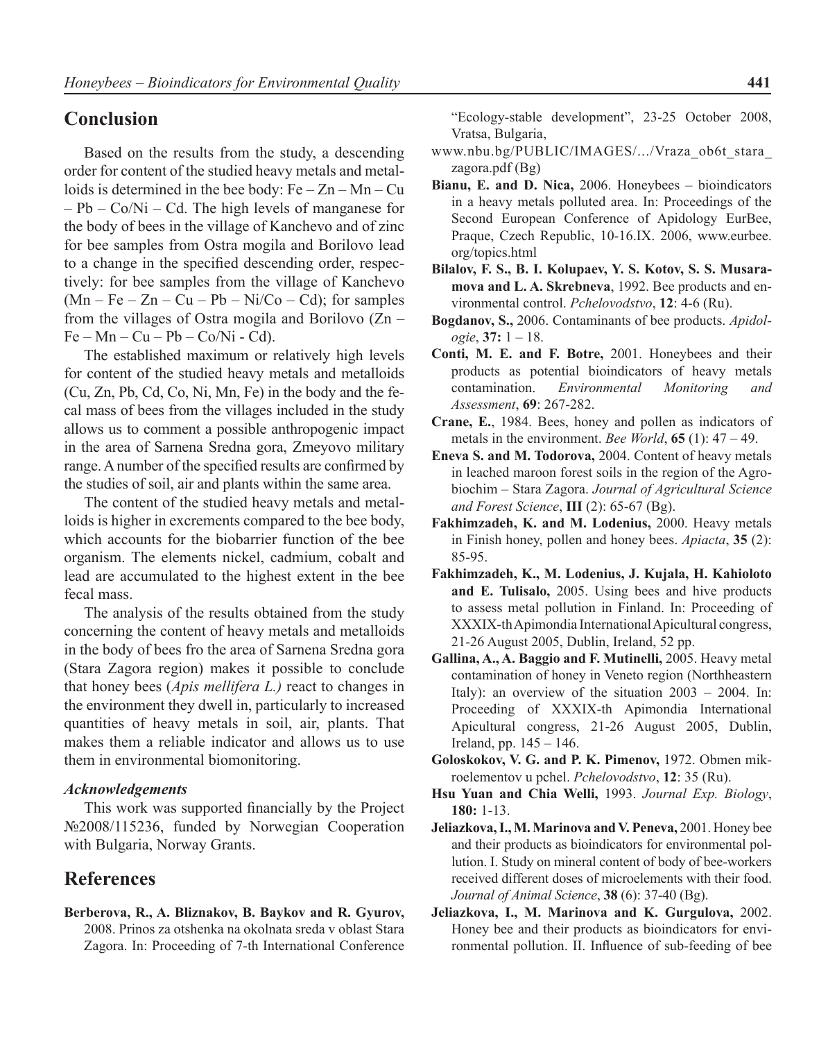## Conclusion

Based on the results from the study, a descending order for content of the studied heavy metals and metalloids is determined in the bee body: Fe – Zn – Mn – Cu – Pb – Co/Ni – Cd. The high levels of manganese for the body of bees in the village of Kanchevo and of zinc for bee samples from Ostra mogila and Borilovo lead to a change in the specified descending order, respectively: for bee samples from the village of Kanchevo (Mn – Fe – Zn – Cu – Pb – Ni/Co – Cd); for samples from the villages of Ostra mogila and Borilovo (Zn – Fe – Mn – Cu – Pb – Co/Ni - Cd).

The established maximum or relatively high levels for content of the studied heavy metals and metalloids (Cu, Zn, Pb, Cd, Co, Ni, Mn, Fe) in the body and the fecal mass of bees from the villages included in the study allows us to comment a possible anthropogenic impact in the area of Sarnena Sredna gora, Zmeyovo military range. A number of the specified results are confirmed by the studies of soil, air and plants within the same area.

The content of the studied heavy metals and metalloids is higher in excrements compared to the bee body, which accounts for the biobarrier function of the bee organism. The elements nickel, cadmium, cobalt and lead are accumulated to the highest extent in the bee fecal mass.

The analysis of the results obtained from the study concerning the content of heavy metals and metalloids in the body of bees fro the area of Sarnena Sredna gora (Stara Zagora region) makes it possible to conclude that honey bees (*Apis mellifera L.)* react to changes in the environment they dwell in, particularly to increased quantities of heavy metals in soil, air, plants. That makes them a reliable indicator and allows us to use them in environmental biomonitoring.

### *Acknowledgements*

This work was supported financially by the Project №2008/115236, funded by Norwegian Cooperation with Bulgaria, Norway Grants.

## References

**Berberova, R., A. Bliznakov, B. Baykov and R. Gyurov,** 2008. Prinos za otshenka na okolnata sreda v oblast Stara Zagora. In: Proceeding of 7-th International Conference "Ecology-stable development", 23-25 October 2008, Vratsa, Bulgaria, www.nbu.bg/PUBLIC/IMAGES/.../Vraza_ob6t_stara_zagora.pdf (Bg)

**Bianu, E. and D. Nica,** 2006. Honeybees – bioindicators in a heavy metals polluted area. In: Proceedings of the Second European Conference of Apidology EurBee, Praque, Czech Republic, 10-16.IX. 2006, www.eurbee.org/topics.html

**Bilalov, F. S., B. I. Kolupaev, Y. S. Kotov, S. S. Musaramova and L. A. Skrebneva**, 1992. Bee products and environmental control. *Pchelovodstvo*, **12**: 4-6 (Ru).

**Bogdanov, S.,** 2006. Contaminants of bee products. *Apidologie*, **37:** 1 – 18.

**Conti, M. E. and F. Botre,** 2001. Honeybees and their products as potential bioindicators of heavy metals contamination. *Environmental Monitoring and Assessment*, **69**: 267-282.

**Crane, E.**, 1984. Bees, honey and pollen as indicators of metals in the environment. *Bee World*, **65** (1): 47 – 49.

**Eneva S. and M. Todorova,** 2004. Content of heavy metals in leached maroon forest soils in the region of the Agrobiochim – Stara Zagora. *Journal of Agricultural Science and Forest Science*, **III** (2): 65-67 (Bg).

**Fakhimzadeh, K. and M. Lodenius,** 2000. Heavy metals in Finish honey, pollen and honey bees. *Apiacta*, **35** (2): 85-95.

**Fakhimzadeh, K., M. Lodenius, J. Kujala, H. Kahioloto and E. Tulisalo,** 2005. Using bees and hive products to assess metal pollution in Finland. In: Proceeding of XXXIX-th Apimondia International Apicultural congress, 21-26 August 2005, Dublin, Ireland, 52 pp.

**Gallina, A., A. Baggio and F. Mutinelli,** 2005. Heavy metal contamination of honey in Veneto region (Northheastern Italy): an overview of the situation 2003 – 2004. In: Proceeding of XXXIX-th Apimondia International Apicultural congress, 21-26 August 2005, Dublin, Ireland, pp. 145 – 146.

**Goloskokov, V. G. and P. K. Pimenov,** 1972. Obmen mikroelementov u pchel. *Pchelovodstvo*, **12**: 35 (Ru).

**Hsu Yuan and Chia Welli,** 1993. *Journal Exp. Biology*, **180:** 1-13.

**Jeliazkova, I., M. Marinova and V. Peneva,** 2001. Honey bee and their products as bioindicators for environmental pollution. I. Study on mineral content of body of bee-workers received different doses of microelements with their food. *Journal of Animal Science*, **38** (6): 37-40 (Bg).

**Jeliazkova, I., M. Marinova and K. Gurgulova,** 2002. Honey bee and their products as bioindicators for environmental pollution. II. Influence of sub-feeding of bee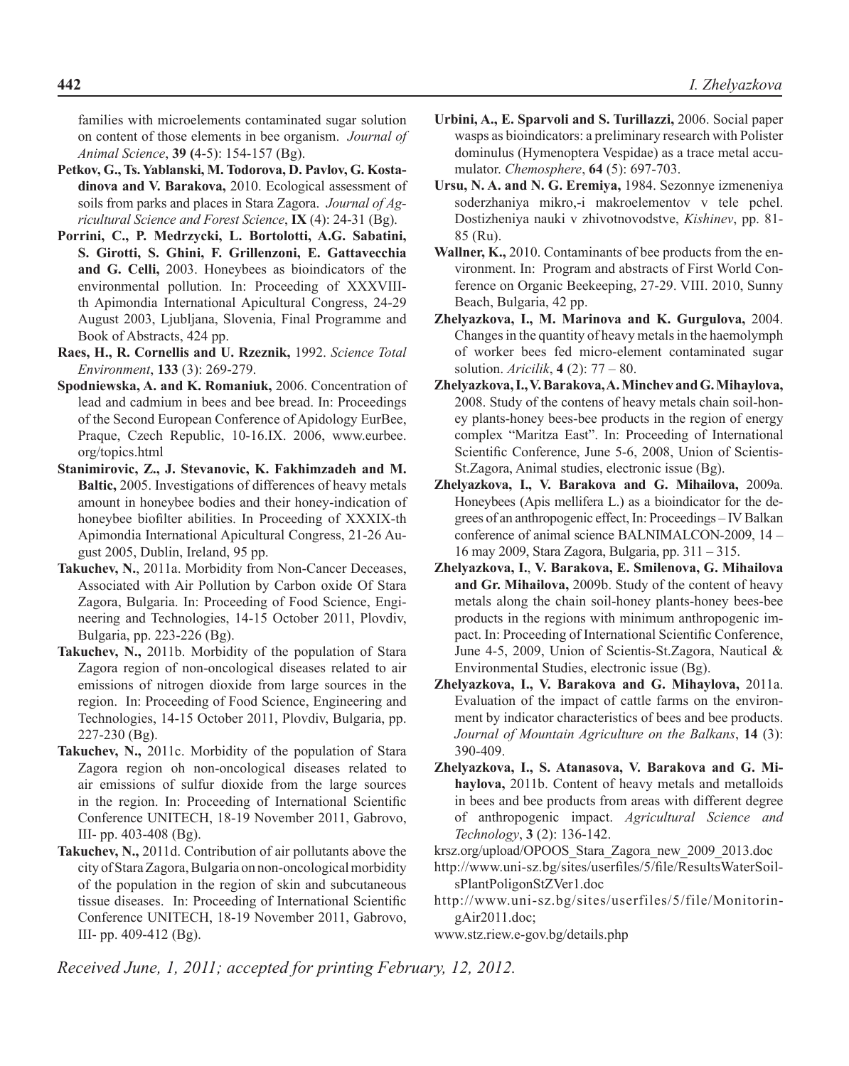families with microelements contaminated sugar solution on content of those elements in bee organism. *Journal of Animal Science*, **39** (4-5): 154-157 (Bg).

**Petkov, G., Ts. Yablanski, M. Todorova, D. Pavlov, G. Kostadinova and V. Barakova,** 2010. Ecological assessment of soils from parks and places in Stara Zagora. *Journal of Agricultural Science and Forest Science*, **IX** (4): 24-31 (Bg).

**Porrini, C., P. Medrzycki, L. Bortolotti, A.G. Sabatini, S. Girotti, S. Ghini, F. Grillenzoni, E. Gattavecchia and G. Celli,** 2003. Honeybees as bioindicators of the environmental pollution. In: Proceeding of XXXVIII-th Apimondia International Apicultural Congress, 24-29 August 2003, Ljubljana, Slovenia, Final Programme and Book of Abstracts, 424 pp.

**Raes, H., R. Cornellis and U. Rzeznik,** 1992. *Science Total Environment*, **133** (3): 269-279.

**Spodniewska, A. and K. Romaniuk,** 2006. Concentration of lead and cadmium in bees and bee bread. In: Proceedings of the Second European Conference of Apidology EurBee, Praque, Czech Republic, 10-16.IX. 2006, www.eurbee.org/topics.html

**Stanimirovic, Z., J. Stevanovic, K. Fakhimzadeh and M. Baltic,** 2005. Investigations of differences of heavy metals amount in honeybee bodies and their honey-indication of honeybee biofilter abilities. In Proceeding of XXXIX-th Apimondia International Apicultural Congress, 21-26 August 2005, Dublin, Ireland, 95 pp.

**Takuchev, N.**, 2011a. Morbidity from Non-Cancer Deceases, Associated with Air Pollution by Carbon oxide Of Stara Zagora, Bulgaria. In: Proceeding of Food Science, Engineering and Technologies, 14-15 October 2011, Plovdiv, Bulgaria, pp. 223-226 (Bg).

**Takuchev, N.,** 2011b. Morbidity of the population of Stara Zagora region of non-oncological diseases related to air emissions of nitrogen dioxide from large sources in the region. In: Proceeding of Food Science, Engineering and Technologies, 14-15 October 2011, Plovdiv, Bulgaria, pp. 227-230 (Bg).

**Takuchev, N.,** 2011c. Morbidity of the population of Stara Zagora region oh non-oncological diseases related to air emissions of sulfur dioxide from the large sources in the region. In: Proceeding of International Scientific Conference UNITECH, 18-19 November 2011, Gabrovo, III- pp. 403-408 (Bg).

**Takuchev, N.,** 2011d. Contribution of air pollutants above the city of Stara Zagora, Bulgaria on non-oncological morbidity of the population in the region of skin and subcutaneous tissue diseases. In: Proceeding of International Scientific Conference UNITECH, 18-19 November 2011, Gabrovo, III- pp. 409-412 (Bg).

**Urbini, A., E. Sparvoli and S. Turillazzi,** 2006. Social paper wasps as bioindicators: a preliminary research with Polister dominulus (Hymenoptera Vespidae) as a trace metal accumulator. *Chemosphere*, **64** (5): 697-703.

**Ursu, N. A. and N. G. Eremiya,** 1984. Sezonnye izmeneniya soderzhaniya mikro,-i makroelementov v tele pchel. Dostizheniya nauki v zhivotnovodstve, *Kishinev*, pp. 81-85 (Ru).

**Wallner, K.,** 2010. Contaminants of bee products from the environment. In: Program and abstracts of First World Conference on Organic Beekeeping, 27-29. VIII. 2010, Sunny Beach, Bulgaria, 42 pp.

**Zhelyazkova, I., M. Marinova and K. Gurgulova,** 2004. Changes in the quantity of heavy metals in the haemolymph of worker bees fed micro-element contaminated sugar solution. *Aricilik*, **4** (2): 77 – 80.

**Zhelyazkova, I., V. Barakova, A. Minchev and G. Mihaylova,** 2008. Study of the contens of heavy metals chain soil-honey plants-honey bees-bee products in the region of energy complex "Maritza East". In: Proceeding of International Scientific Conference, June 5-6, 2008, Union of Scientis-St.Zagora, Animal studies, electronic issue (Bg).

**Zhelyazkova, I., V. Barakova and G. Mihailova,** 2009a. Honeybees (Apis mellifera L.) as a bioindicator for the degrees of an anthropogenic effect, In: Proceedings – IV Balkan conference of animal science BALNIMALCON-2009, 14 – 16 may 2009, Stara Zagora, Bulgaria, pp. 311 – 315.

**Zhelyazkova, I.**, **V. Barakova, E. Smilenova, G. Mihailova and Gr. Mihailova,** 2009b. Study of the content of heavy metals along the chain soil-honey plants-honey bees-bee products in the regions with minimum anthropogenic impact. In: Proceeding of International Scientific Conference, June 4-5, 2009, Union of Scientis-St.Zagora, Nautical & Environmental Studies, electronic issue (Bg).

**Zhelyazkova, I., V. Barakova and G. Mihaylova,** 2011a. Evaluation of the impact of cattle farms on the environment by indicator characteristics of bees and bee products. *Journal of Mountain Agriculture on the Balkans*, **14** (3): 390-409.

**Zhelyazkova, I., S. Atanasova, V. Barakova and G. Mihaylova,** 2011b. Content of heavy metals and metalloids in bees and bee products from areas with different degree of anthropogenic impact. *Agricultural Science and Technology*, **3** (2): 136-142.

krsz.org/upload/OPOOS_Stara_Zagora_new_2009_2013.doc

http://www.uni-sz.bg/sites/userfiles/5/file/ResultsWaterSoilsPlantPoligonStZVer1.doc

http://www.uni-sz.bg/sites/userfiles/5/file/MonitoringAir2011.doc;

www.stz.riew.e-gov.bg/details.php

*Received June, 1, 2011; accepted for printing February, 12, 2012.*